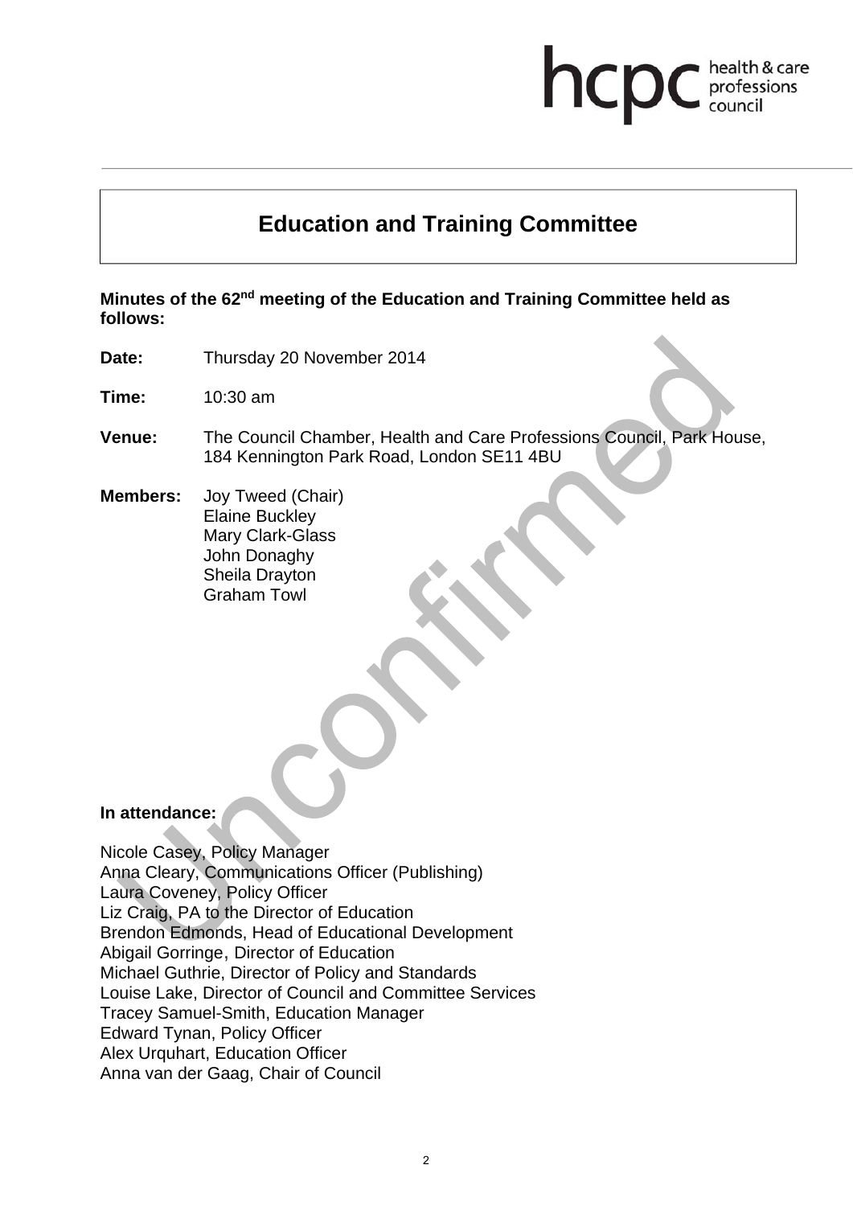hcpc health & care professions council

# Education and Training Committee

**Minutes of the 62nd meeting of the Education and Training Committee held as follows:**

**Date:** Thursday 20 November 2014

**Time:** 10:30 am

**Venue:** The Council Chamber, Health and Care Professions Council, Park House, 184 Kennington Park Road, London SE11 4BU

**Members:** Joy Tweed (Chair)
Elaine Buckley
Mary Clark-Glass
John Donaghy
Sheila Drayton
Graham Towl

Unconfirmed

**In attendance:**

Nicole Casey, Policy Manager
Anna Cleary, Communications Officer (Publishing)
Laura Coveney, Policy Officer
Liz Craig, PA to the Director of Education
Brendon Edmonds, Head of Educational Development
Abigail Gorringe, Director of Education
Michael Guthrie, Director of Policy and Standards
Louise Lake, Director of Council and Committee Services
Tracey Samuel-Smith, Education Manager
Edward Tynan, Policy Officer
Alex Urquhart, Education Officer
Anna van der Gaag, Chair of Council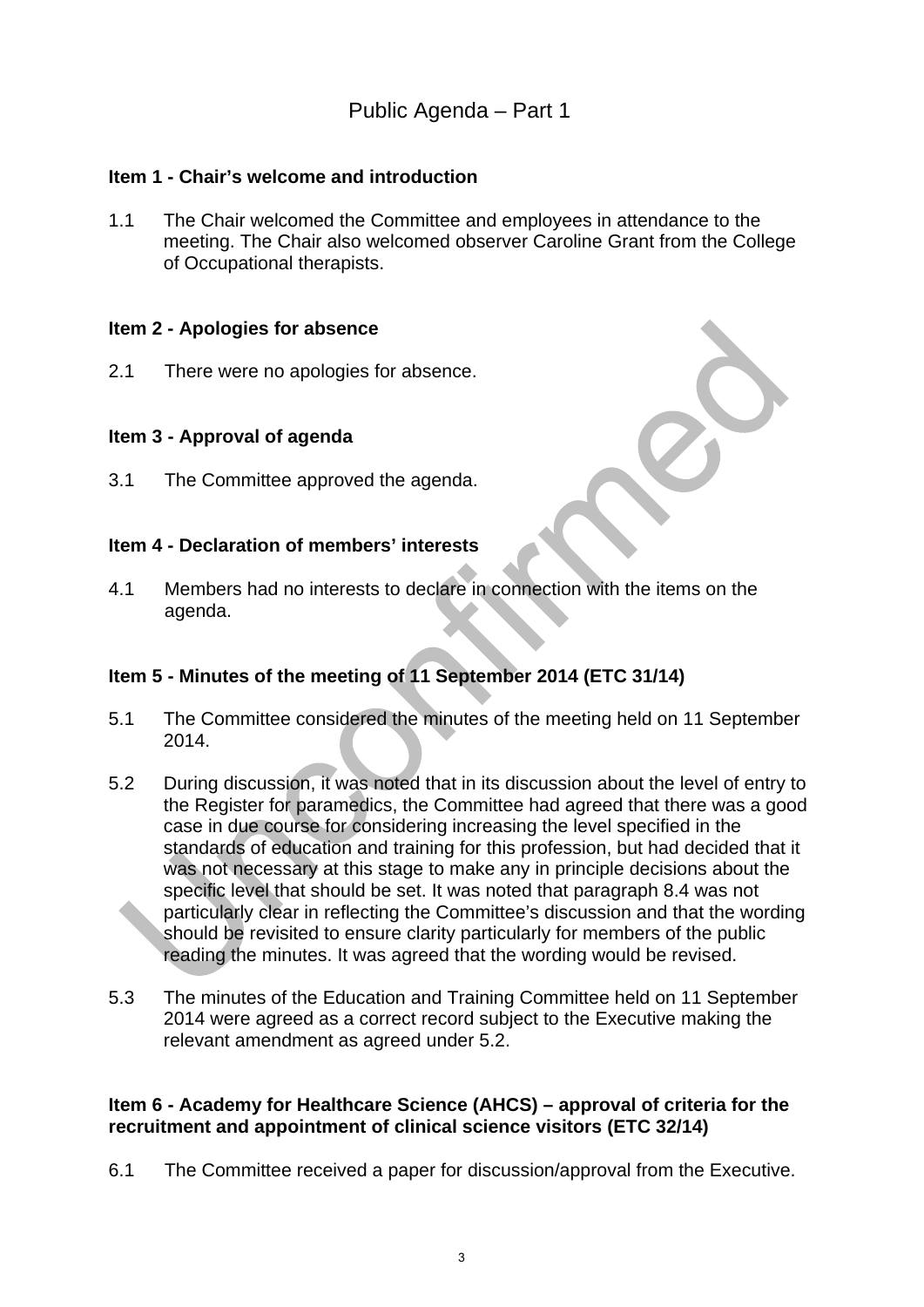# Public Agenda – Part 1

**Item 1 - Chair's welcome and introduction**

1.1 The Chair welcomed the Committee and employees in attendance to the meeting. The Chair also welcomed observer Caroline Grant from the College of Occupational therapists.

**Item 2 - Apologies for absence**

2.1 There were no apologies for absence.

**Item 3 - Approval of agenda**

3.1 The Committee approved the agenda.

**Item 4 - Declaration of members' interests**

4.1 Members had no interests to declare in connection with the items on the agenda.

**Item 5 - Minutes of the meeting of 11 September 2014 (ETC 31/14)**

5.1 The Committee considered the minutes of the meeting held on 11 September 2014.

5.2 During discussion, it was noted that in its discussion about the level of entry to the Register for paramedics, the Committee had agreed that there was a good case in due course for considering increasing the level specified in the standards of education and training for this profession, but had decided that it was not necessary at this stage to make any in principle decisions about the specific level that should be set. It was noted that paragraph 8.4 was not particularly clear in reflecting the Committee's discussion and that the wording should be revisited to ensure clarity particularly for members of the public reading the minutes. It was agreed that the wording would be revised.

5.3 The minutes of the Education and Training Committee held on 11 September 2014 were agreed as a correct record subject to the Executive making the relevant amendment as agreed under 5.2.

**Item 6 - Academy for Healthcare Science (AHCS) – approval of criteria for the recruitment and appointment of clinical science visitors (ETC 32/14)**

6.1 The Committee received a paper for discussion/approval from the Executive.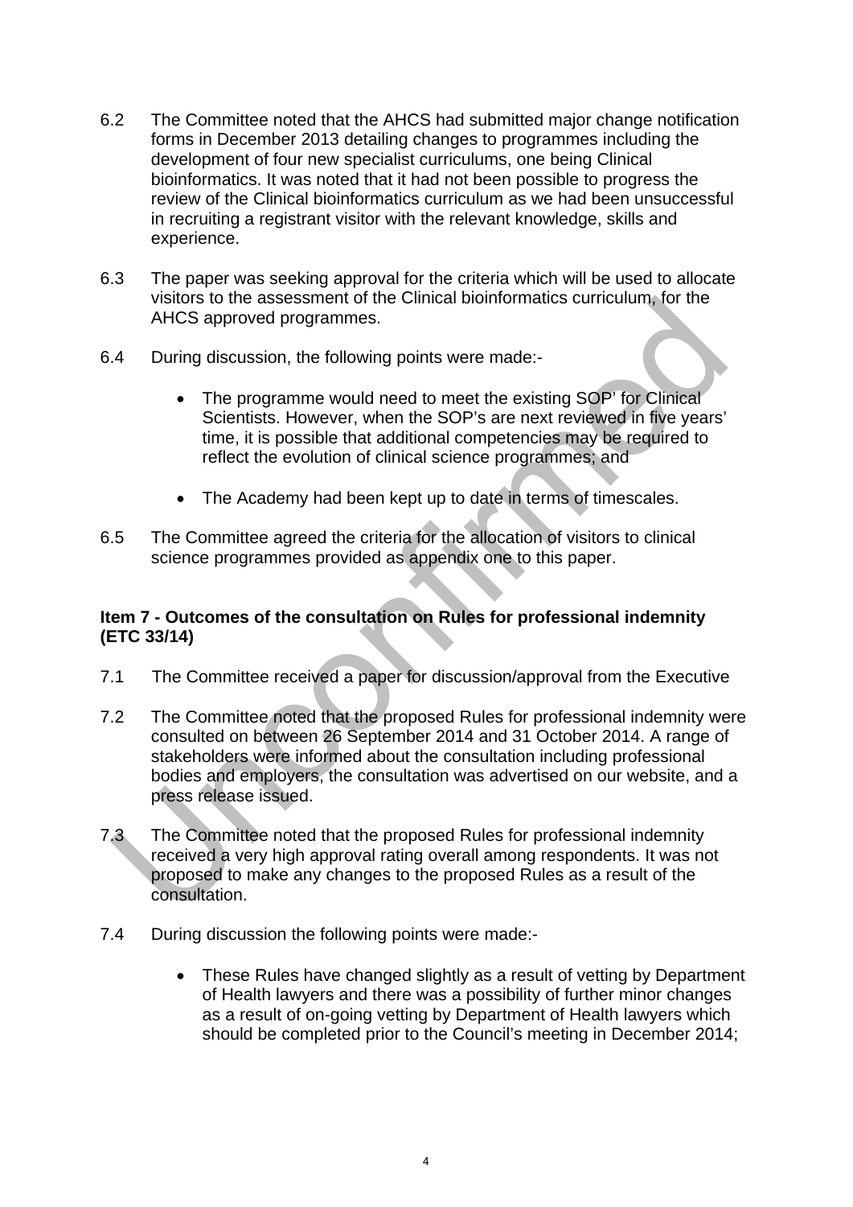6.2 The Committee noted that the AHCS had submitted major change notification forms in December 2013 detailing changes to programmes including the development of four new specialist curriculums, one being Clinical bioinformatics. It was noted that it had not been possible to progress the review of the Clinical bioinformatics curriculum as we had been unsuccessful in recruiting a registrant visitor with the relevant knowledge, skills and experience.

6.3 The paper was seeking approval for the criteria which will be used to allocate visitors to the assessment of the Clinical bioinformatics curriculum, for the AHCS approved programmes.

6.4 During discussion, the following points were made:-

- The programme would need to meet the existing SOP' for Clinical Scientists. However, when the SOP's are next reviewed in five years' time, it is possible that additional competencies may be required to reflect the evolution of clinical science programmes; and
- The Academy had been kept up to date in terms of timescales.

6.5 The Committee agreed the criteria for the allocation of visitors to clinical science programmes provided as appendix one to this paper.

**Item 7 - Outcomes of the consultation on Rules for professional indemnity (ETC 33/14)**

7.1 The Committee received a paper for discussion/approval from the Executive

7.2 The Committee noted that the proposed Rules for professional indemnity were consulted on between 26 September 2014 and 31 October 2014. A range of stakeholders were informed about the consultation including professional bodies and employers, the consultation was advertised on our website, and a press release issued.

7.3 The Committee noted that the proposed Rules for professional indemnity received a very high approval rating overall among respondents. It was not proposed to make any changes to the proposed Rules as a result of the consultation.

7.4 During discussion the following points were made:-

- These Rules have changed slightly as a result of vetting by Department of Health lawyers and there was a possibility of further minor changes as a result of on-going vetting by Department of Health lawyers which should be completed prior to the Council's meeting in December 2014;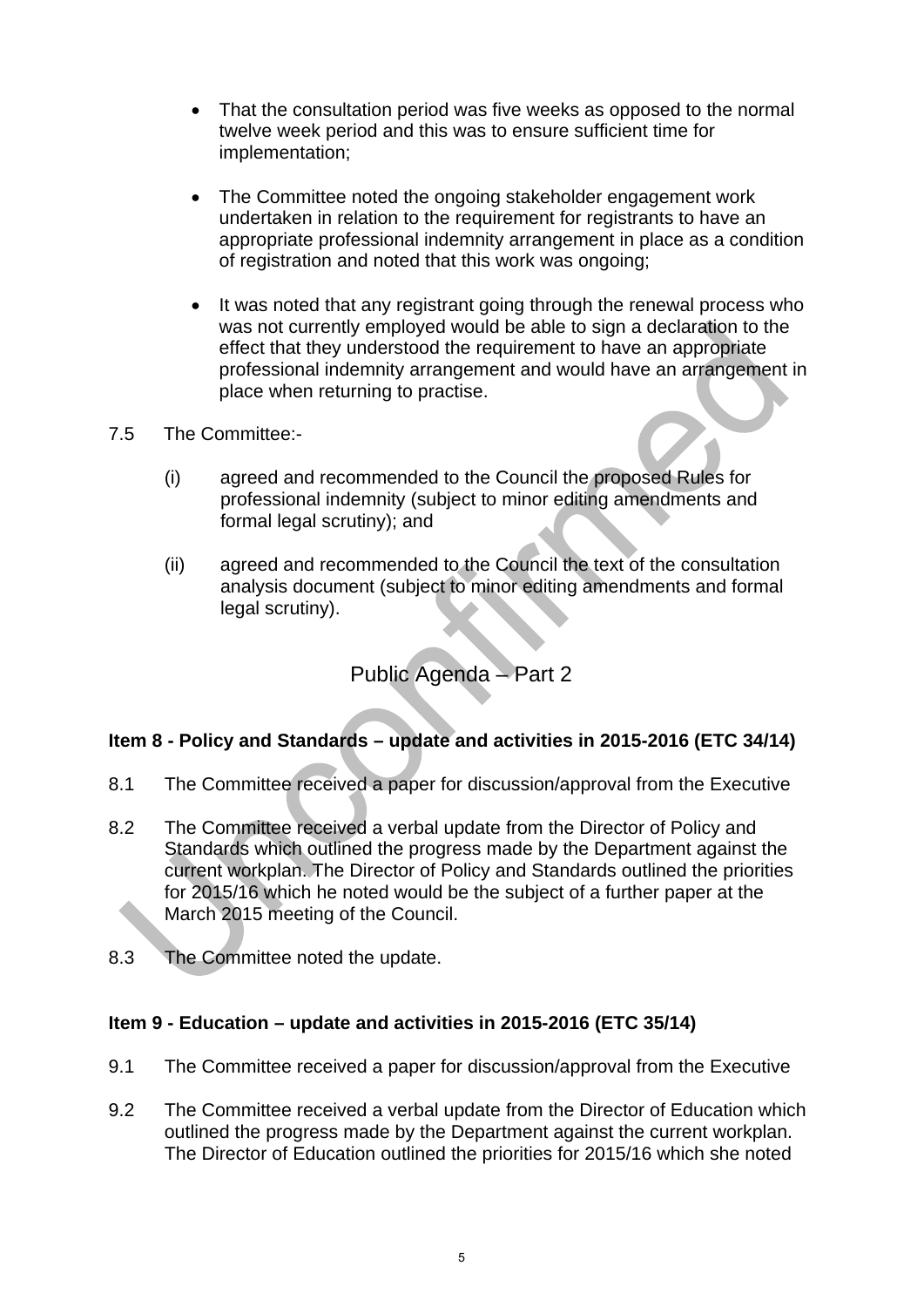- That the consultation period was five weeks as opposed to the normal twelve week period and this was to ensure sufficient time for implementation;

- The Committee noted the ongoing stakeholder engagement work undertaken in relation to the requirement for registrants to have an appropriate professional indemnity arrangement in place as a condition of registration and noted that this work was ongoing;

- It was noted that any registrant going through the renewal process who was not currently employed would be able to sign a declaration to the effect that they understood the requirement to have an appropriate professional indemnity arrangement and would have an arrangement in place when returning to practise.

7.5 The Committee:-

(i) agreed and recommended to the Council the proposed Rules for professional indemnity (subject to minor editing amendments and formal legal scrutiny); and

(ii) agreed and recommended to the Council the text of the consultation analysis document (subject to minor editing amendments and formal legal scrutiny).

## Public Agenda – Part 2

**Item 8 - Policy and Standards – update and activities in 2015-2016 (ETC 34/14)**

8.1 The Committee received a paper for discussion/approval from the Executive

8.2 The Committee received a verbal update from the Director of Policy and Standards which outlined the progress made by the Department against the current workplan. The Director of Policy and Standards outlined the priorities for 2015/16 which he noted would be the subject of a further paper at the March 2015 meeting of the Council.

8.3 The Committee noted the update.

**Item 9 - Education – update and activities in 2015-2016 (ETC 35/14)**

9.1 The Committee received a paper for discussion/approval from the Executive

9.2 The Committee received a verbal update from the Director of Education which outlined the progress made by the Department against the current workplan. The Director of Education outlined the priorities for 2015/16 which she noted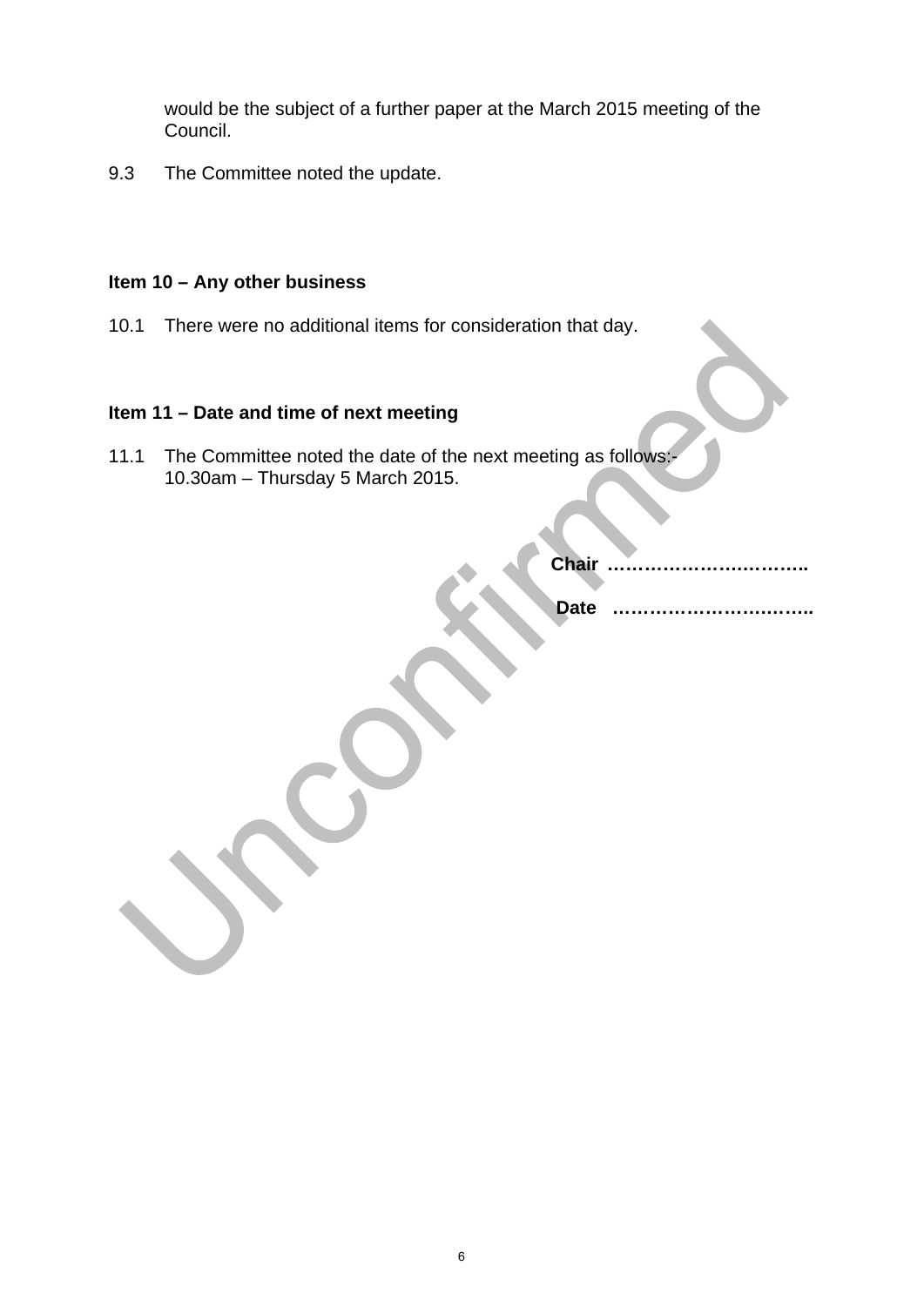would be the subject of a further paper at the March 2015 meeting of the Council.

9.3 The Committee noted the update.

**Item 10 – Any other business**

10.1 There were no additional items for consideration that day.

**Item 11 – Date and time of next meeting**

11.1 The Committee noted the date of the next meeting as follows:-
10.30am – Thursday 5 March 2015.

**Chair** ……………………..……..

**Date** ……………………..……..

Unconfirmed